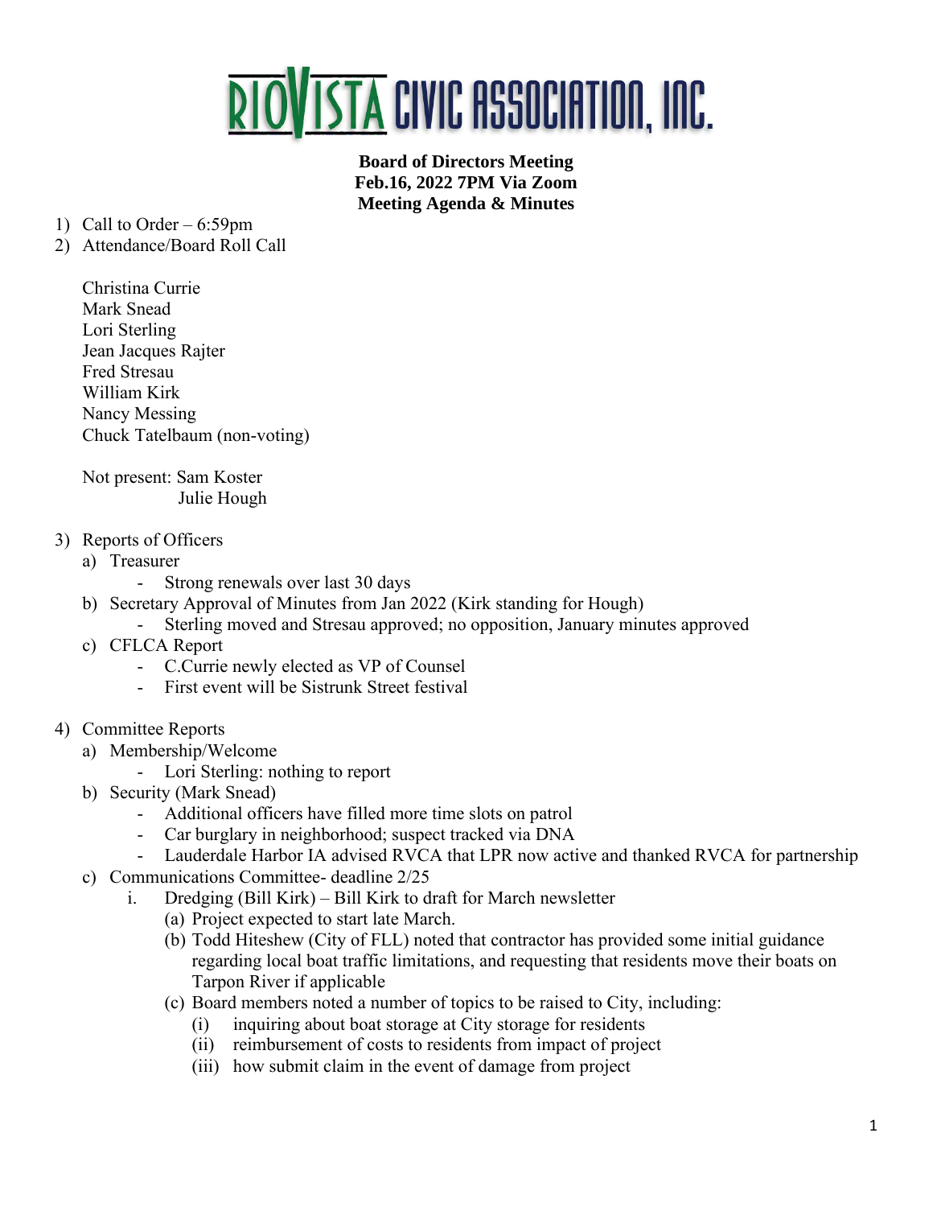# RIOVISTA CIVIC ASSOCIATION, INC.

**Board of Directors Meeting**
**Feb.16, 2022 7PM Via Zoom**
**Meeting Agenda & Minutes**

1) Call to Order – 6:59pm
2) Attendance/Board Roll Call

   Christina Currie
   Mark Snead
   Lori Sterling
   Jean Jacques Rajter
   Fred Stresau
   William Kirk
   Nancy Messing
   Chuck Tatelbaum (non-voting)

   Not present: Sam Koster
   Julie Hough

3) Reports of Officers
   a) Treasurer
      - Strong renewals over last 30 days
   b) Secretary Approval of Minutes from Jan 2022 (Kirk standing for Hough)
      - Sterling moved and Stresau approved; no opposition, January minutes approved
   c) CFLCA Report
      - C.Currie newly elected as VP of Counsel
      - First event will be Sistrunk Street festival

4) Committee Reports
   a) Membership/Welcome
      - Lori Sterling: nothing to report
   b) Security (Mark Snead)
      - Additional officers have filled more time slots on patrol
      - Car burglary in neighborhood; suspect tracked via DNA
      - Lauderdale Harbor IA advised RVCA that LPR now active and thanked RVCA for partnership
   c) Communications Committee- deadline 2/25
      i. Dredging (Bill Kirk) – Bill Kirk to draft for March newsletter
         (a) Project expected to start late March.
         (b) Todd Hiteshew (City of FLL) noted that contractor has provided some initial guidance regarding local boat traffic limitations, and requesting that residents move their boats on Tarpon River if applicable
         (c) Board members noted a number of topics to be raised to City, including:
            (i) inquiring about boat storage at City storage for residents
            (ii) reimbursement of costs to residents from impact of project
            (iii) how submit claim in the event of damage from project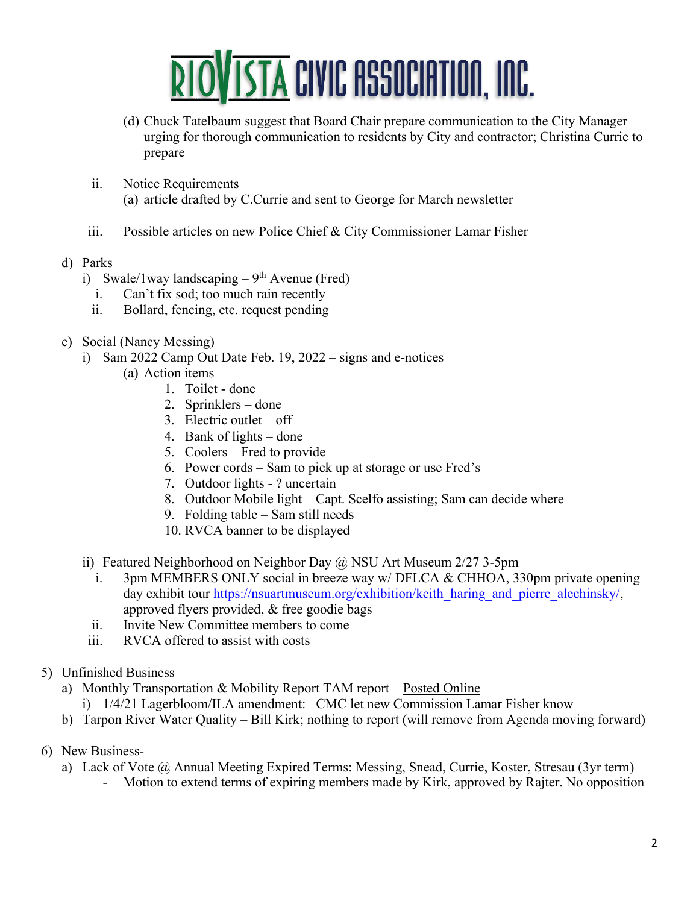(d) Chuck Tatelbaum suggest that Board Chair prepare communication to the City Manager urging for thorough communication to residents by City and contractor; Christina Currie to prepare

ii. Notice Requirements
   (a) article drafted by C.Currie and sent to George for March newsletter

iii. Possible articles on new Police Chief & City Commissioner Lamar Fisher

d) Parks
   i) Swale/1way landscaping – 9th Avenue (Fred)
      i. Can't fix sod; too much rain recently
      ii. Bollard, fencing, etc. request pending

e) Social (Nancy Messing)
   i) Sam 2022 Camp Out Date Feb. 19, 2022 – signs and e-notices
      (a) Action items
         1. Toilet - done
         2. Sprinklers – done
         3. Electric outlet – off
         4. Bank of lights – done
         5. Coolers – Fred to provide
         6. Power cords – Sam to pick up at storage or use Fred's
         7. Outdoor lights - ? uncertain
         8. Outdoor Mobile light – Capt. Scelfo assisting; Sam can decide where
         9. Folding table – Sam still needs
         10. RVCA banner to be displayed

   ii) Featured Neighborhood on Neighbor Day @ NSU Art Museum 2/27 3-5pm
      i. 3pm MEMBERS ONLY social in breeze way w/ DFLCA & CHHOA, 330pm private opening day exhibit tour https://nsuartmuseum.org/exhibition/keith_haring_and_pierre_alechinsky/, approved flyers provided, & free goodie bags
      ii. Invite New Committee members to come
      iii. RVCA offered to assist with costs

5) Unfinished Business
   a) Monthly Transportation & Mobility Report TAM report – Posted Online
      i) 1/4/21 Lagerbloom/ILA amendment: CMC let new Commission Lamar Fisher know
   b) Tarpon River Water Quality – Bill Kirk; nothing to report (will remove from Agenda moving forward)

6) New Business-
   a) Lack of Vote @ Annual Meeting Expired Terms: Messing, Snead, Currie, Koster, Stresau (3yr term)
      - Motion to extend terms of expiring members made by Kirk, approved by Rajter. No opposition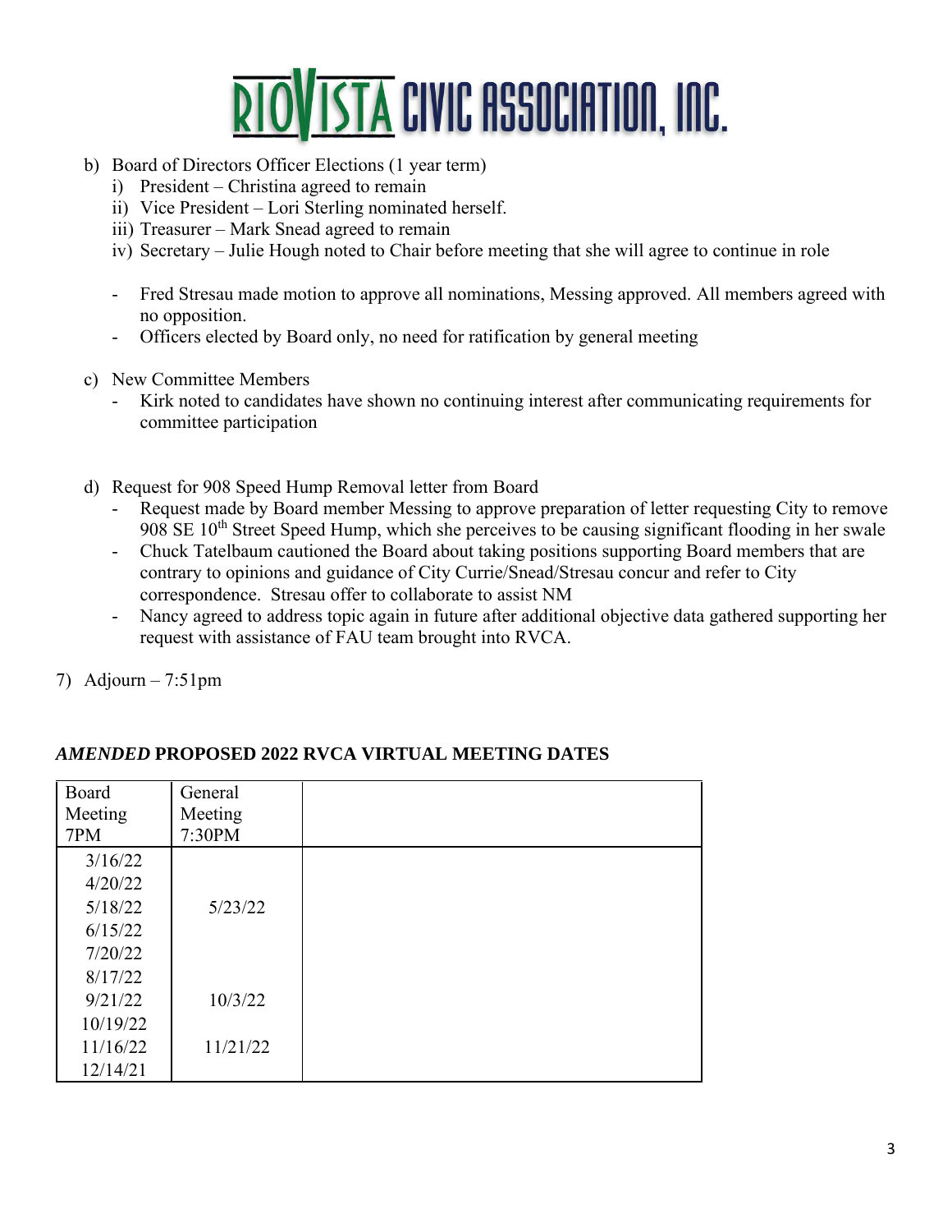b) Board of Directors Officer Elections (1 year term)
   i) President – Christina agreed to remain
   ii) Vice President – Lori Sterling nominated herself.
   iii) Treasurer – Mark Snead agreed to remain
   iv) Secretary – Julie Hough noted to Chair before meeting that she will agree to continue in role

   - Fred Stresau made motion to approve all nominations, Messing approved. All members agreed with no opposition.
   - Officers elected by Board only, no need for ratification by general meeting

c) New Committee Members
   - Kirk noted to candidates have shown no continuing interest after communicating requirements for committee participation

d) Request for 908 Speed Hump Removal letter from Board
   - Request made by Board member Messing to approve preparation of letter requesting City to remove 908 SE 10th Street Speed Hump, which she perceives to be causing significant flooding in her swale
   - Chuck Tatelbaum cautioned the Board about taking positions supporting Board members that are contrary to opinions and guidance of City Currie/Snead/Stresau concur and refer to City correspondence. Stresau offer to collaborate to assist NM
   - Nancy agreed to address topic again in future after additional objective data gathered supporting her request with assistance of FAU team brought into RVCA.

7) Adjourn – 7:51pm

### *AMENDED* PROPOSED 2022 RVCA VIRTUAL MEETING DATES

| Board Meeting 7PM | General Meeting 7:30PM | |
|---|---|---|
| 3/16/22 | | |
| 4/20/22 | | |
| 5/18/22 | 5/23/22 | |
| 6/15/22 | | |
| 7/20/22 | | |
| 8/17/22 | | |
| 9/21/22 | 10/3/22 | |
| 10/19/22 | | |
| 11/16/22 | 11/21/22 | |
| 12/14/21 | | |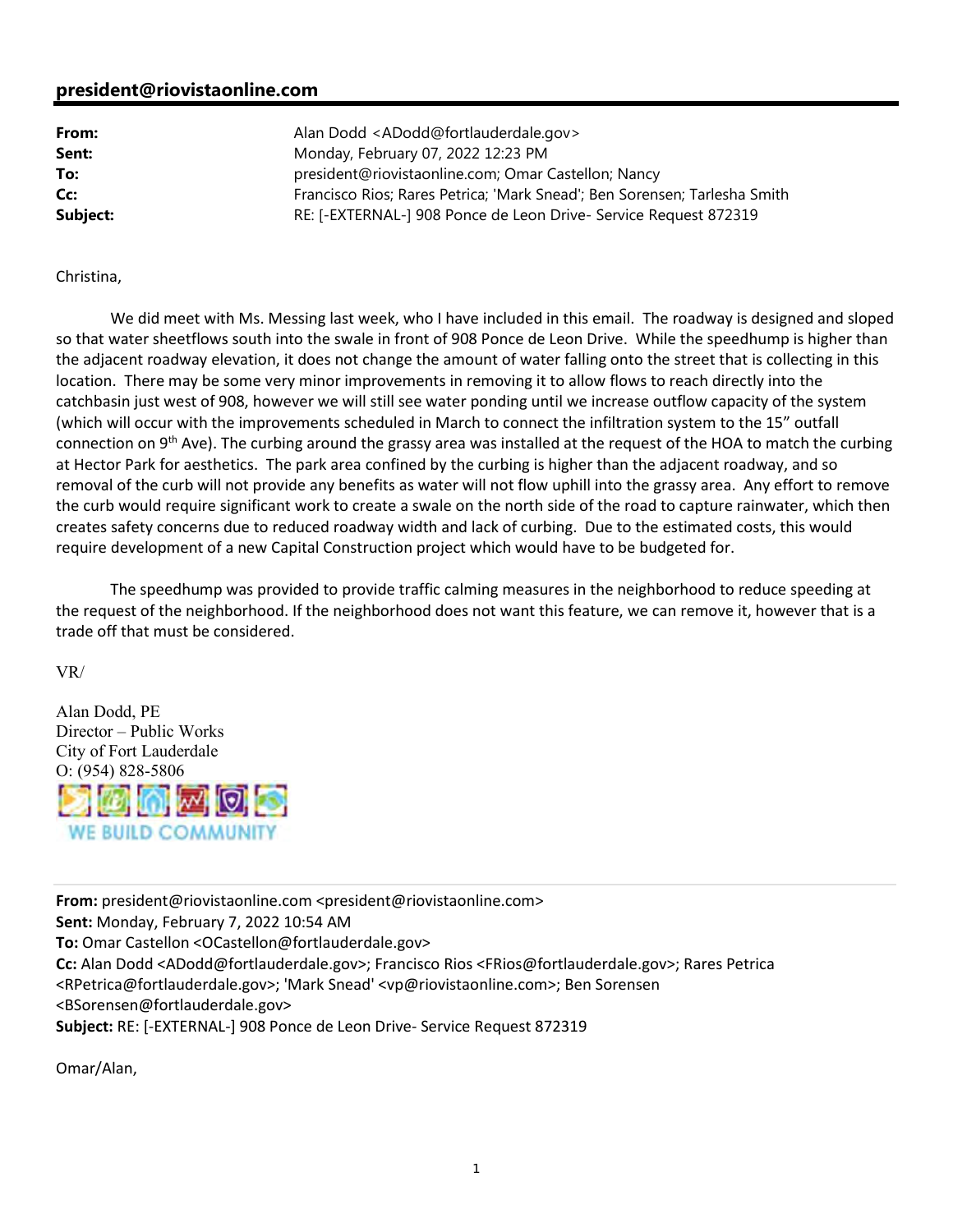## president@riovistaonline.com

| | |
|---|---|
| **From:** | Alan Dodd <ADodd@fortlauderdale.gov> |
| **Sent:** | Monday, February 07, 2022 12:23 PM |
| **To:** | president@riovistaonline.com; Omar Castellon; Nancy |
| **Cc:** | Francisco Rios; Rares Petrica; 'Mark Snead'; Ben Sorensen; Tarlesha Smith |
| **Subject:** | RE: [-EXTERNAL-] 908 Ponce de Leon Drive- Service Request 872319 |

Christina,

We did meet with Ms. Messing last week, who I have included in this email. The roadway is designed and sloped so that water sheetflows south into the swale in front of 908 Ponce de Leon Drive. While the speedhump is higher than the adjacent roadway elevation, it does not change the amount of water falling onto the street that is collecting in this location. There may be some very minor improvements in removing it to allow flows to reach directly into the catchbasin just west of 908, however we will still see water ponding until we increase outflow capacity of the system (which will occur with the improvements scheduled in March to connect the infiltration system to the 15" outfall connection on 9th Ave). The curbing around the grassy area was installed at the request of the HOA to match the curbing at Hector Park for aesthetics. The park area confined by the curbing is higher than the adjacent roadway, and so removal of the curb will not provide any benefits as water will not flow uphill into the grassy area. Any effort to remove the curb would require significant work to create a swale on the north side of the road to capture rainwater, which then creates safety concerns due to reduced roadway width and lack of curbing. Due to the estimated costs, this would require development of a new Capital Construction project which would have to be budgeted for.

The speedhump was provided to provide traffic calming measures in the neighborhood to reduce speeding at the request of the neighborhood. If the neighborhood does not want this feature, we can remove it, however that is a trade off that must be considered.

VR/

Alan Dodd, PE
Director – Public Works
City of Fort Lauderdale
O: (954) 828-5806

WE BUILD COMMUNITY

---

**From:** president@riovistaonline.com <president@riovistaonline.com>
**Sent:** Monday, February 7, 2022 10:54 AM
**To:** Omar Castellon <OCastellon@fortlauderdale.gov>
**Cc:** Alan Dodd <ADodd@fortlauderdale.gov>; Francisco Rios <FRios@fortlauderdale.gov>; Rares Petrica <RPetrica@fortlauderdale.gov>; 'Mark Snead' <vp@riovistaonline.com>; Ben Sorensen <BSorensen@fortlauderdale.gov>
**Subject:** RE: [-EXTERNAL-] 908 Ponce de Leon Drive- Service Request 872319

Omar/Alan,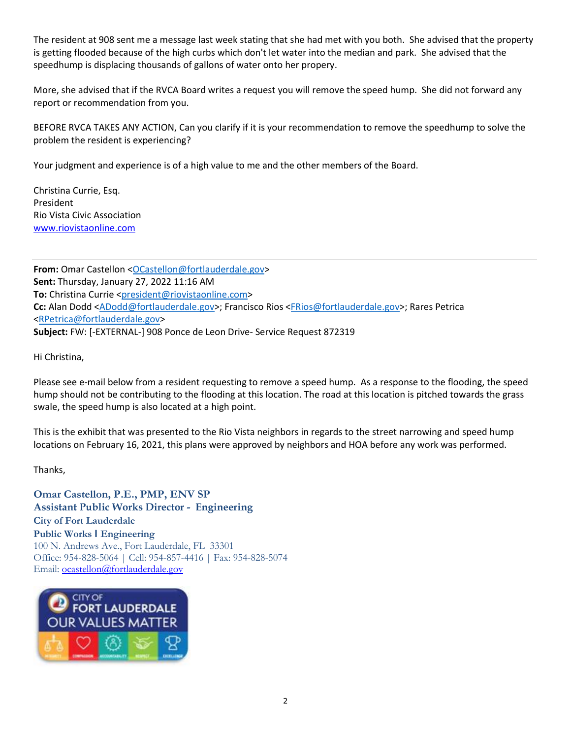The resident at 908 sent me a message last week stating that she had met with you both. She advised that the property is getting flooded because of the high curbs which don't let water into the median and park. She advised that the speedhump is displacing thousands of gallons of water onto her propery.

More, she advised that if the RVCA Board writes a request you will remove the speed hump. She did not forward any report or recommendation from you.

BEFORE RVCA TAKES ANY ACTION, Can you clarify if it is your recommendation to remove the speedhump to solve the problem the resident is experiencing?

Your judgment and experience is of a high value to me and the other members of the Board.

Christina Currie, Esq.
President
Rio Vista Civic Association
www.riovistaonline.com

---

**From:** Omar Castellon <OCastellon@fortlauderdale.gov>
**Sent:** Thursday, January 27, 2022 11:16 AM
**To:** Christina Currie <president@riovistaonline.com>
**Cc:** Alan Dodd <ADodd@fortlauderdale.gov>; Francisco Rios <FRios@fortlauderdale.gov>; Rares Petrica <RPetrica@fortlauderdale.gov>
**Subject:** FW: [-EXTERNAL-] 908 Ponce de Leon Drive- Service Request 872319

Hi Christina,

Please see e-mail below from a resident requesting to remove a speed hump. As a response to the flooding, the speed hump should not be contributing to the flooding at this location. The road at this location is pitched towards the grass swale, the speed hump is also located at a high point.

This is the exhibit that was presented to the Rio Vista neighbors in regards to the street narrowing and speed hump locations on February 16, 2021, this plans were approved by neighbors and HOA before any work was performed.

Thanks,

**Omar Castellon, P.E., PMP, ENV SP**
**Assistant Public Works Director - Engineering**
**City of Fort Lauderdale**
**Public Works | Engineering**
100 N. Andrews Ave., Fort Lauderdale, FL 33301
Office: 954-828-5064 | Cell: 954-857-4416 | Fax: 954-828-5074
Email: ocastellon@fortlauderdale.gov

CITY OF FORT LAUDERDALE
OUR VALUES MATTER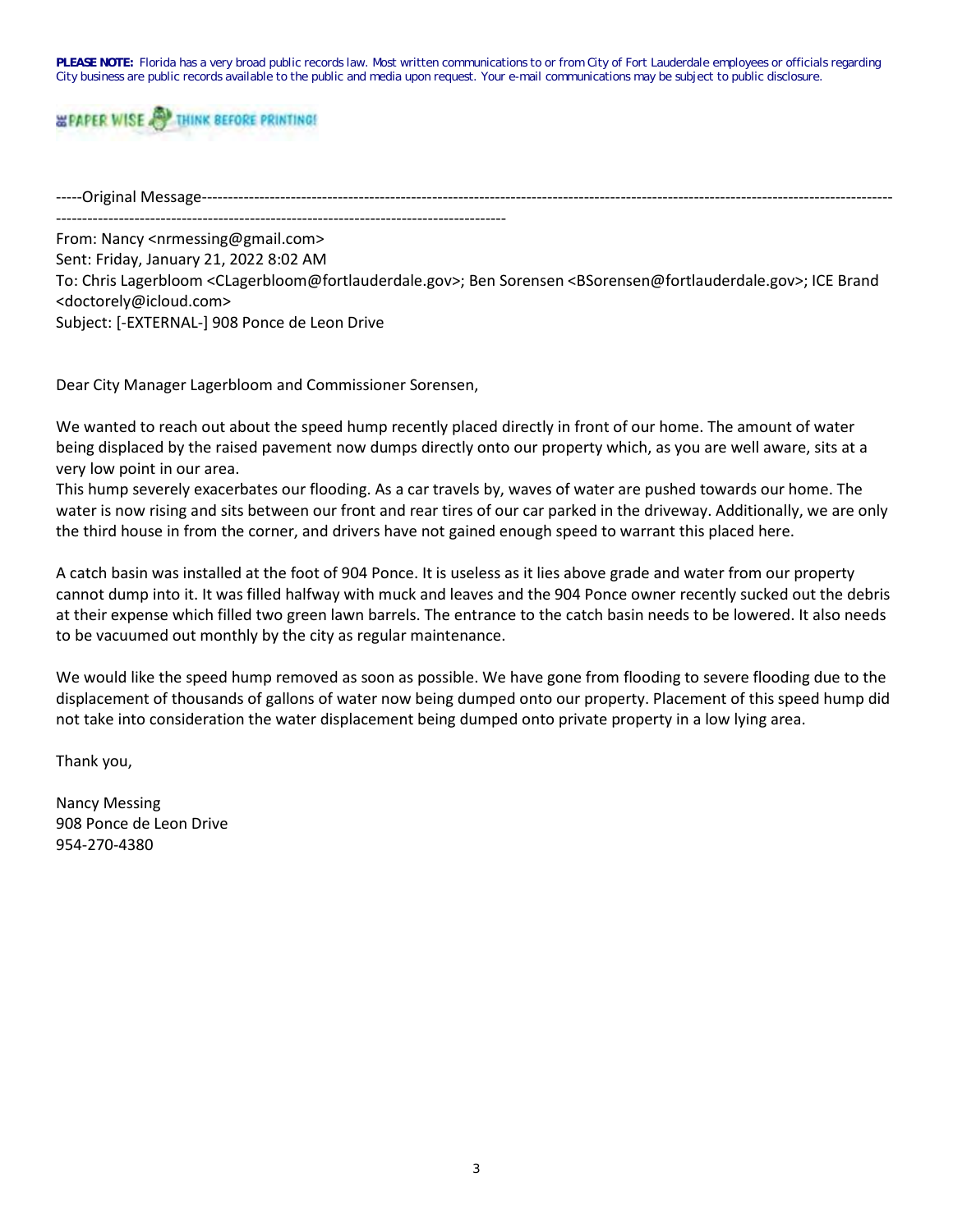**PLEASE NOTE:** Florida has a very broad public records law. Most written communications to or from City of Fort Lauderdale employees or officials regarding City business are public records available to the public and media upon request. Your e-mail communications may be subject to public disclosure.

PAPER WISE THINK BEFORE PRINTING!

-----Original Message-----

From: Nancy <nrmessing@gmail.com>
Sent: Friday, January 21, 2022 8:02 AM
To: Chris Lagerbloom <CLagerbloom@fortlauderdale.gov>; Ben Sorensen <BSorensen@fortlauderdale.gov>; ICE Brand <doctorely@icloud.com>
Subject: [-EXTERNAL-] 908 Ponce de Leon Drive

Dear City Manager Lagerbloom and Commissioner Sorensen,

We wanted to reach out about the speed hump recently placed directly in front of our home. The amount of water being displaced by the raised pavement now dumps directly onto our property which, as you are well aware, sits at a very low point in our area.
This hump severely exacerbates our flooding. As a car travels by, waves of water are pushed towards our home. The water is now rising and sits between our front and rear tires of our car parked in the driveway. Additionally, we are only the third house in from the corner, and drivers have not gained enough speed to warrant this placed here.

A catch basin was installed at the foot of 904 Ponce. It is useless as it lies above grade and water from our property cannot dump into it. It was filled halfway with muck and leaves and the 904 Ponce owner recently sucked out the debris at their expense which filled two green lawn barrels. The entrance to the catch basin needs to be lowered. It also needs to be vacuumed out monthly by the city as regular maintenance.

We would like the speed hump removed as soon as possible. We have gone from flooding to severe flooding due to the displacement of thousands of gallons of water now being dumped onto our property. Placement of this speed hump did not take into consideration the water displacement being dumped onto private property in a low lying area.

Thank you,

Nancy Messing
908 Ponce de Leon Drive
954-270-4380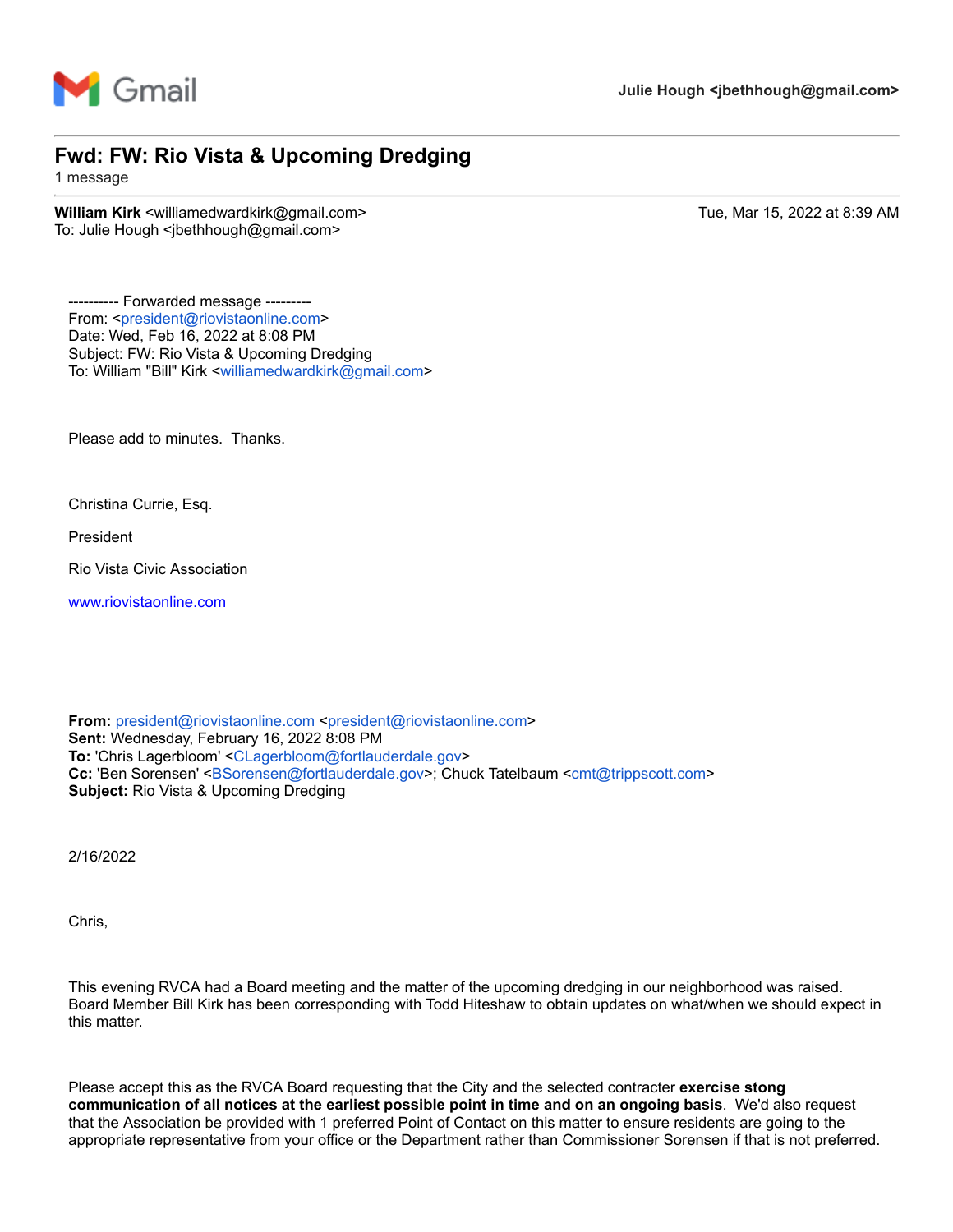Gmail

**Julie Hough <jbethhough@gmail.com>**

# Fwd: FW: Rio Vista & Upcoming Dredging

1 message

**William Kirk** <williamedwardkirk@gmail.com> Tue, Mar 15, 2022 at 8:39 AM
To: Julie Hough <jbethhough@gmail.com>

---------- Forwarded message ---------
From: <president@riovistaonline.com>
Date: Wed, Feb 16, 2022 at 8:08 PM
Subject: FW: Rio Vista & Upcoming Dredging
To: William "Bill" Kirk <williamedwardkirk@gmail.com>

Please add to minutes. Thanks.

Christina Currie, Esq.

President

Rio Vista Civic Association

www.riovistaonline.com

---

**From:** president@riovistaonline.com <president@riovistaonline.com>
**Sent:** Wednesday, February 16, 2022 8:08 PM
**To:** 'Chris Lagerbloom' <CLagerbloom@fortlauderdale.gov>
**Cc:** 'Ben Sorensen' <BSorensen@fortlauderdale.gov>; Chuck Tatelbaum <cmt@trippscott.com>
**Subject:** Rio Vista & Upcoming Dredging

2/16/2022

Chris,

This evening RVCA had a Board meeting and the matter of the upcoming dredging in our neighborhood was raised. Board Member Bill Kirk has been corresponding with Todd Hiteshaw to obtain updates on what/when we should expect in this matter.

Please accept this as the RVCA Board requesting that the City and the selected contracter **exercise stong communication of all notices at the earliest possible point in time and on an ongoing basis**. We'd also request that the Association be provided with 1 preferred Point of Contact on this matter to ensure residents are going to the appropriate representative from your office or the Department rather than Commissioner Sorensen if that is not preferred.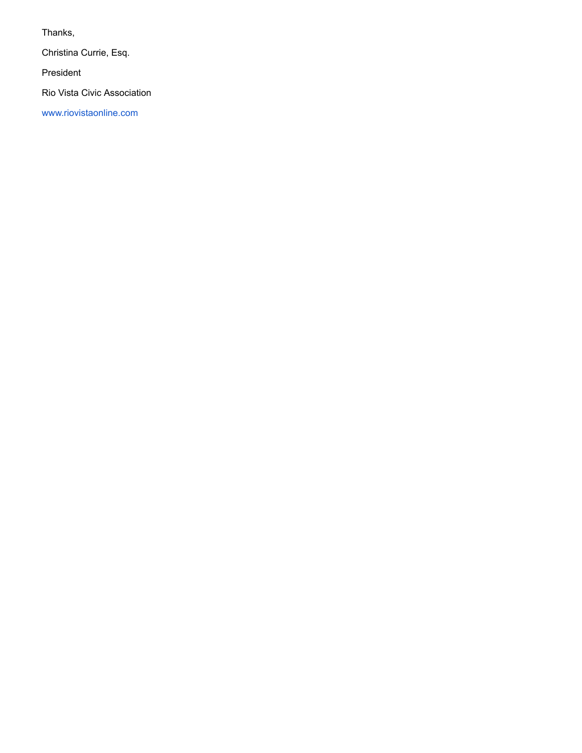Thanks,

Christina Currie, Esq.

President

Rio Vista Civic Association

www.riovistaonline.com